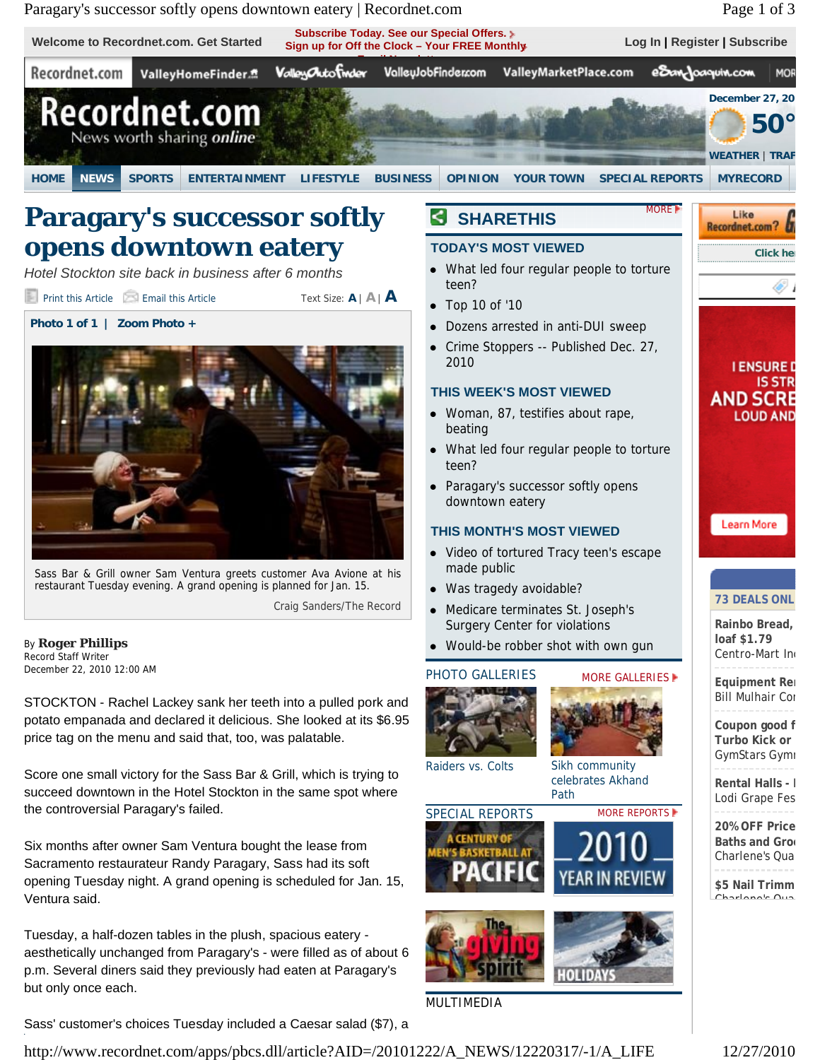# Paragary's successor softly opens downtown eatery

*Hotel Stockton site back in business after 6 months*

Sass Bar & Grill owner Sam Ventura greets customer Ava Avione at his restaurant Tuesday evening. A grand opening is planned for Jan. 15.

Craig Sanders/The Record

By **Roger Phillips**
Record Staff Writer
December 22, 2010 12:00 AM

STOCKTON - Rachel Lackey sank her teeth into a pulled pork and potato empanada and declared it delicious. She looked at its $6.95 price tag on the menu and said that, too, was palatable.

Score one small victory for the Sass Bar & Grill, which is trying to succeed downtown in the Hotel Stockton in the same spot where the controversial Paragary's failed.

Six months after owner Sam Ventura bought the lease from Sacramento restaurateur Randy Paragary, Sass had its soft opening Tuesday night. A grand opening is scheduled for Jan. 15, Ventura said.

Tuesday, a half-dozen tables in the plush, spacious eatery - aesthetically unchanged from Paragary's - were filled as of about 6 p.m. Several diners said they previously had eaten at Paragary's but only once each.

Sass' customer's choices Tuesday included a Caesar salad ($7), a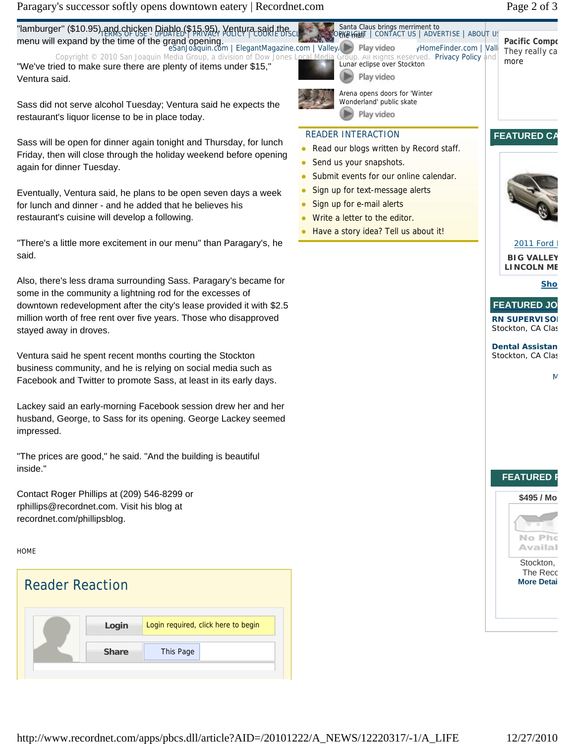"lamburger" ($10.95) and chicken Diablo ($15.95). Ventura said the menu will expand by the time of the grand opening.

"We've tried to make sure there are plenty of items under $15," Ventura said.

Sass did not serve alcohol Tuesday; Ventura said he expects the restaurant's liquor license to be in place today.

Sass will be open for dinner again tonight and Thursday, for lunch Friday, then will close through the holiday weekend before opening again for dinner Tuesday.

Eventually, Ventura said, he plans to be open seven days a week for lunch and dinner - and he added that he believes his restaurant's cuisine will develop a following.

"There's a little more excitement in our menu" than Paragary's, he said.

Also, there's less drama surrounding Sass. Paragary's became for some in the community a lightning rod for the excesses of downtown redevelopment after the city's lease provided it with $2.5 million worth of free rent over five years. Those who disapproved stayed away in droves.

Ventura said he spent recent months courting the Stockton business community, and he is relying on social media such as Facebook and Twitter to promote Sass, at least in its early days.

Lackey said an early-morning Facebook session drew her and her husband, George, to Sass for its opening. George Lackey seemed impressed.

"The prices are good," he said. "And the building is beautiful inside."

Contact Roger Phillips at (209) 546-8299 or rphillips@recordnet.com. Visit his blog at recordnet.com/phillipsblog.

HOME

## Reader Reaction

Login | Login required, click here to begin

Share | This Page

Santa Claus brings merriment to the mall — Play video

Lunar eclipse over Stockton — Play video

Arena opens doors for 'Winter Wonderland' public skate — Play video

### READER INTERACTION

- Read our blogs written by Record staff.
- Send us your snapshots.
- Submit events for our online calendar.
- Sign up for text-message alerts
- Sign up for e-mail alerts
- Write a letter to the editor.
- Have a story idea? Tell us about it!

TERMS OF USE - UPDATED | PRIVACY POLICY | COOKIE DISCL... | COPYRIGHT | CONTACT US | ADVERTISE | ABOUT US

eSanJoaquin.com | ElegantMagazine.com | Valley... yHomeFinder.com | Vall...

Copyright © 2010 San Joaquin Media Group, a division of Dow Jones Local Media Group. All Rights Reserved. Privacy Policy and

Pacific Compo... They really ca... more

FEATURED CA...

2011 Ford ...

BIG VALLEY LINCOLN ME...

Sho...

FEATURED JO...

RN SUPERVISO... Stockton, CA Clas...

Dental Assistan... Stockton, CA Clas...

FEATURED ...

$495 / Mo...

Stockton, The Reco... More Detai...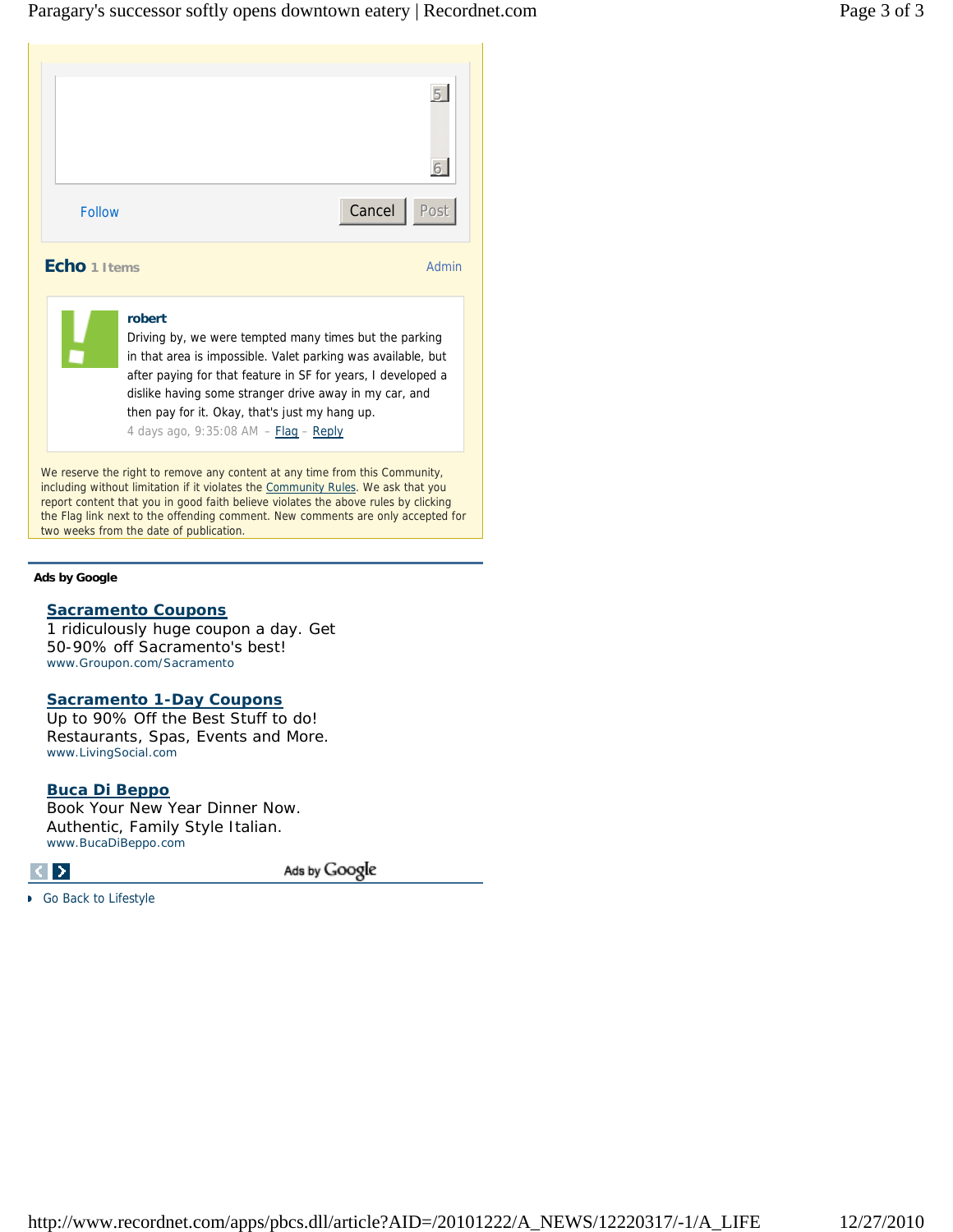Follow

Cancel Post

**Echo** 1 Items

Admin

**robert**

Driving by, we were tempted many times but the parking in that area is impossible. Valet parking was available, but after paying for that feature in SF for years, I developed a dislike having some stranger drive away in my car, and then pay for it. Okay, that's just my hang up.

4 days ago, 9:35:08 AM – Flag – Reply

We reserve the right to remove any content at any time from this Community, including without limitation if it violates the Community Rules. We ask that you report content that you in good faith believe violates the above rules by clicking the Flag link next to the offending comment. New comments are only accepted for two weeks from the date of publication.

**Ads by Google**

**Sacramento Coupons**
1 ridiculously huge coupon a day. Get 50-90% off Sacramento's best!
www.Groupon.com/Sacramento

**Sacramento 1-Day Coupons**
Up to 90% Off the Best Stuff to do! Restaurants, Spas, Events and More.
www.LivingSocial.com

**Buca Di Beppo**
Book Your New Year Dinner Now. Authentic, Family Style Italian.
www.BucaDiBeppo.com

Ads by Google

- Go Back to Lifestyle